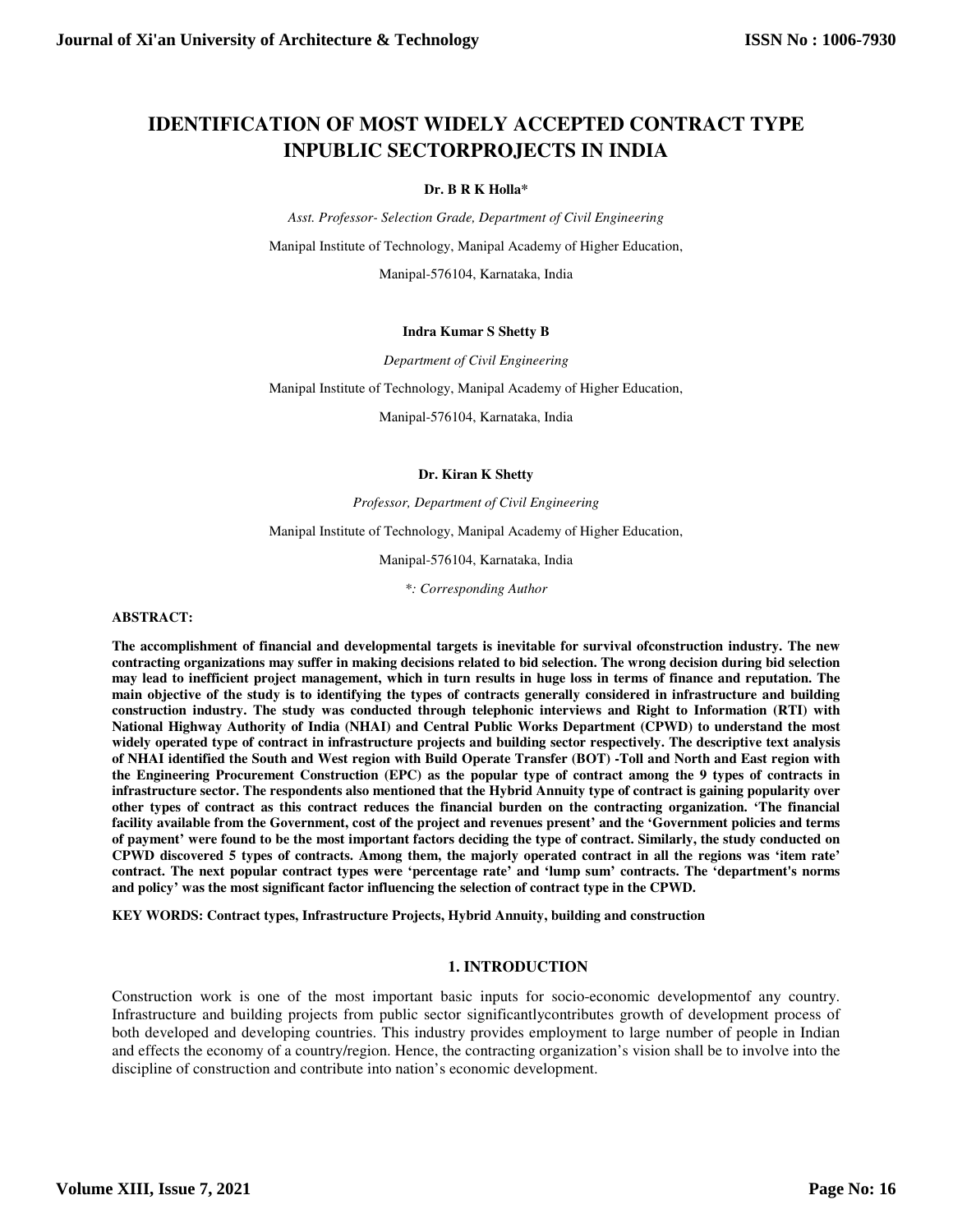# IDENTIFICATION OF MOST WIDELY ACCEPTED CONTRACT TYPE INPUBLIC SECTORPROJECTS IN INDIA

**Dr. B R K Holla***

*Asst. Professor- Selection Grade, Department of Civil Engineering*

Manipal Institute of Technology, Manipal Academy of Higher Education,

Manipal-576104, Karnataka, India

**Indra Kumar S Shetty B**

*Department of Civil Engineering*

Manipal Institute of Technology, Manipal Academy of Higher Education,

Manipal-576104, Karnataka, India

**Dr. Kiran K Shetty**

*Professor, Department of Civil Engineering*

Manipal Institute of Technology, Manipal Academy of Higher Education,

Manipal-576104, Karnataka, India

*\*: Corresponding Author*

**ABSTRACT:**

**The accomplishment of financial and developmental targets is inevitable for survival ofconstruction industry. The new contracting organizations may suffer in making decisions related to bid selection. The wrong decision during bid selection may lead to inefficient project management, which in turn results in huge loss in terms of finance and reputation. The main objective of the study is to identifying the types of contracts generally considered in infrastructure and building construction industry. The study was conducted through telephonic interviews and Right to Information (RTI) with National Highway Authority of India (NHAI) and Central Public Works Department (CPWD) to understand the most widely operated type of contract in infrastructure projects and building sector respectively. The descriptive text analysis of NHAI identified the South and West region with Build Operate Transfer (BOT) -Toll and North and East region with the Engineering Procurement Construction (EPC) as the popular type of contract among the 9 types of contracts in infrastructure sector. The respondents also mentioned that the Hybrid Annuity type of contract is gaining popularity over other types of contract as this contract reduces the financial burden on the contracting organization. 'The financial facility available from the Government, cost of the project and revenues present' and the 'Government policies and terms of payment' were found to be the most important factors deciding the type of contract. Similarly, the study conducted on CPWD discovered 5 types of contracts. Among them, the majorly operated contract in all the regions was 'item rate' contract. The next popular contract types were 'percentage rate' and 'lump sum' contracts. The 'department's norms and policy' was the most significant factor influencing the selection of contract type in the CPWD.**

**KEY WORDS: Contract types, Infrastructure Projects, Hybrid Annuity, building and construction**

## 1. INTRODUCTION

Construction work is one of the most important basic inputs for socio-economic developmentof any country. Infrastructure and building projects from public sector significantlycontributes growth of development process of both developed and developing countries. This industry provides employment to large number of people in Indian and effects the economy of a country/region. Hence, the contracting organization's vision shall be to involve into the discipline of construction and contribute into nation's economic development.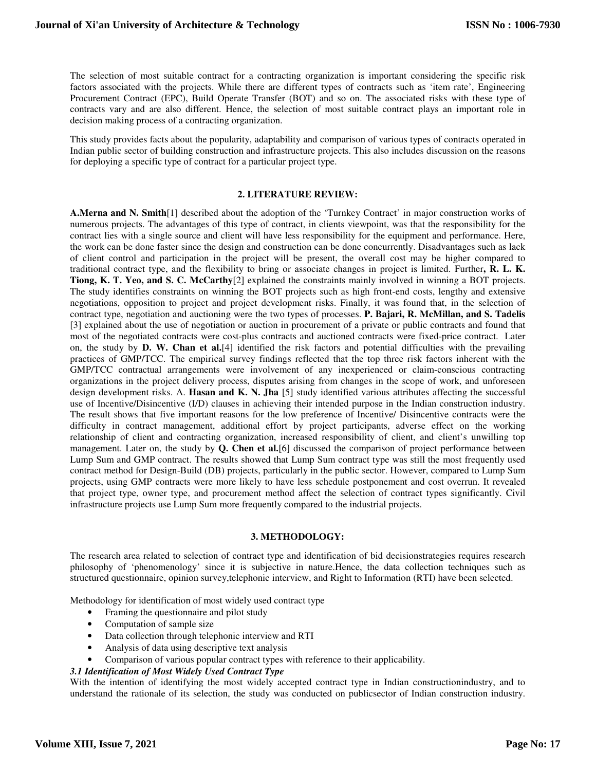The selection of most suitable contract for a contracting organization is important considering the specific risk factors associated with the projects. While there are different types of contracts such as 'item rate', Engineering Procurement Contract (EPC), Build Operate Transfer (BOT) and so on. The associated risks with these type of contracts vary and are also different. Hence, the selection of most suitable contract plays an important role in decision making process of a contracting organization.

This study provides facts about the popularity, adaptability and comparison of various types of contracts operated in Indian public sector of building construction and infrastructure projects. This also includes discussion on the reasons for deploying a specific type of contract for a particular project type.

## 2. LITERATURE REVIEW:

**A.Merna and N. Smith**[1] described about the adoption of the 'Turnkey Contract' in major construction works of numerous projects. The advantages of this type of contract, in clients viewpoint, was that the responsibility for the contract lies with a single source and client will have less responsibility for the equipment and performance. Here, the work can be done faster since the design and construction can be done concurrently. Disadvantages such as lack of client control and participation in the project will be present, the overall cost may be higher compared to traditional contract type, and the flexibility to bring or associate changes in project is limited. Further**, R. L. K. Tiong, K. T. Yeo, and S. C. McCarthy**[2] explained the constraints mainly involved in winning a BOT projects. The study identifies constraints on winning the BOT projects such as high front-end costs, lengthy and extensive negotiations, opposition to project and project development risks. Finally, it was found that, in the selection of contract type, negotiation and auctioning were the two types of processes. **P. Bajari, R. McMillan, and S. Tadelis** [3] explained about the use of negotiation or auction in procurement of a private or public contracts and found that most of the negotiated contracts were cost-plus contracts and auctioned contracts were fixed-price contract. Later on, the study by **D. W. Chan et al.**[4] identified the risk factors and potential difficulties with the prevailing practices of GMP/TCC. The empirical survey findings reflected that the top three risk factors inherent with the GMP/TCC contractual arrangements were involvement of any inexperienced or claim-conscious contracting organizations in the project delivery process, disputes arising from changes in the scope of work, and unforeseen design development risks. A. **Hasan and K. N. Jha** [5] study identified various attributes affecting the successful use of Incentive/Disincentive (I/D) clauses in achieving their intended purpose in the Indian construction industry. The result shows that five important reasons for the low preference of Incentive/ Disincentive contracts were the difficulty in contract management, additional effort by project participants, adverse effect on the working relationship of client and contracting organization, increased responsibility of client, and client's unwilling top management. Later on, the study by **Q. Chen et al.**[6] discussed the comparison of project performance between Lump Sum and GMP contract. The results showed that Lump Sum contract type was still the most frequently used contract method for Design-Build (DB) projects, particularly in the public sector. However, compared to Lump Sum projects, using GMP contracts were more likely to have less schedule postponement and cost overrun. It revealed that project type, owner type, and procurement method affect the selection of contract types significantly. Civil infrastructure projects use Lump Sum more frequently compared to the industrial projects.

## 3. METHODOLOGY:

The research area related to selection of contract type and identification of bid decisionstrategies requires research philosophy of 'phenomenology' since it is subjective in nature.Hence, the data collection techniques such as structured questionnaire, opinion survey,telephonic interview, and Right to Information (RTI) have been selected.

Methodology for identification of most widely used contract type

- Framing the questionnaire and pilot study
- Computation of sample size
- Data collection through telephonic interview and RTI
- Analysis of data using descriptive text analysis
- Comparison of various popular contract types with reference to their applicability.

### *3.1 Identification of Most Widely Used Contract Type*

With the intention of identifying the most widely accepted contract type in Indian constructionindustry, and to understand the rationale of its selection, the study was conducted on publicsector of Indian construction industry.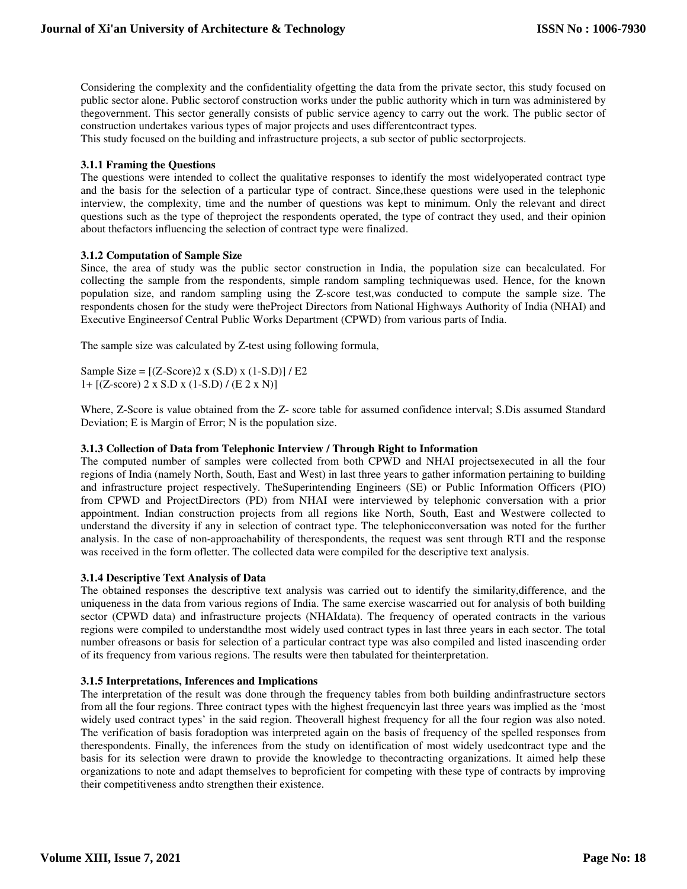Considering the complexity and the confidentiality ofgetting the data from the private sector, this study focused on public sector alone. Public sectorof construction works under the public authority which in turn was administered by thegovernment. This sector generally consists of public service agency to carry out the work. The public sector of construction undertakes various types of major projects and uses differentcontract types.
This study focused on the building and infrastructure projects, a sub sector of public sectorprojects.

### 3.1.1 Framing the Questions

The questions were intended to collect the qualitative responses to identify the most widelyoperated contract type and the basis for the selection of a particular type of contract. Since,these questions were used in the telephonic interview, the complexity, time and the number of questions was kept to minimum. Only the relevant and direct questions such as the type of theproject the respondents operated, the type of contract they used, and their opinion about thefactors influencing the selection of contract type were finalized.

### 3.1.2 Computation of Sample Size

Since, the area of study was the public sector construction in India, the population size can becalculated. For collecting the sample from the respondents, simple random sampling techniquewas used. Hence, for the known population size, and random sampling using the Z-score test,was conducted to compute the sample size. The respondents chosen for the study were theProject Directors from National Highways Authority of India (NHAI) and Executive Engineersof Central Public Works Department (CPWD) from various parts of India.

The sample size was calculated by Z-test using following formula,

Sample Size = [(Z-Score)2 x (S.D) x (1-S.D)] / E2
1+ [(Z-score) 2 x S.D x (1-S.D) / (E 2 x N)]

Where, Z-Score is value obtained from the Z- score table for assumed confidence interval; S.Dis assumed Standard Deviation; E is Margin of Error; N is the population size.

### 3.1.3 Collection of Data from Telephonic Interview / Through Right to Information

The computed number of samples were collected from both CPWD and NHAI projectsexecuted in all the four regions of India (namely North, South, East and West) in last three years to gather information pertaining to building and infrastructure project respectively. TheSuperintending Engineers (SE) or Public Information Officers (PIO) from CPWD and ProjectDirectors (PD) from NHAI were interviewed by telephonic conversation with a prior appointment. Indian construction projects from all regions like North, South, East and Westwere collected to understand the diversity if any in selection of contract type. The telephonicconversation was noted for the further analysis. In the case of non-approachability of therespondents, the request was sent through RTI and the response was received in the form ofletter. The collected data were compiled for the descriptive text analysis.

### 3.1.4 Descriptive Text Analysis of Data

The obtained responses the descriptive text analysis was carried out to identify the similarity,difference, and the uniqueness in the data from various regions of India. The same exercise wascarried out for analysis of both building sector (CPWD data) and infrastructure projects (NHAIdata). The frequency of operated contracts in the various regions were compiled to understandthe most widely used contract types in last three years in each sector. The total number ofreasons or basis for selection of a particular contract type was also compiled and listed inascending order of its frequency from various regions. The results were then tabulated for theinterpretation.

### 3.1.5 Interpretations, Inferences and Implications

The interpretation of the result was done through the frequency tables from both building andinfrastructure sectors from all the four regions. Three contract types with the highest frequencyin last three years was implied as the 'most widely used contract types' in the said region. Theoverall highest frequency for all the four region was also noted. The verification of basis foradoption was interpreted again on the basis of frequency of the spelled responses from therespondents. Finally, the inferences from the study on identification of most widely usedcontract type and the basis for its selection were drawn to provide the knowledge to thecontracting organizations. It aimed help these organizations to note and adapt themselves to beproficient for competing with these type of contracts by improving their competitiveness andto strengthen their existence.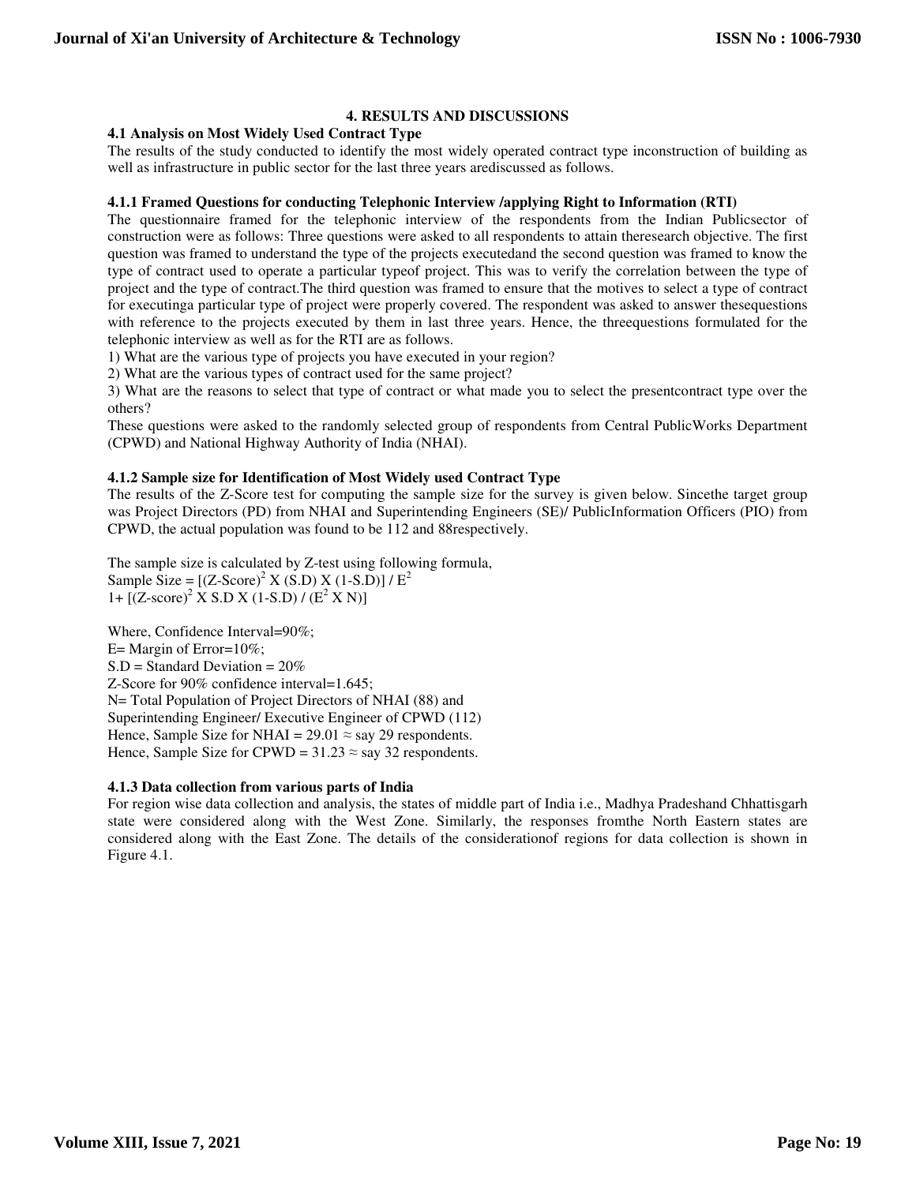# 4. RESULTS AND DISCUSSIONS

## 4.1 Analysis on Most Widely Used Contract Type

The results of the study conducted to identify the most widely operated contract type inconstruction of building as well as infrastructure in public sector for the last three years arediscussed as follows.

### 4.1.1 Framed Questions for conducting Telephonic Interview /applying Right to Information (RTI)

The questionnaire framed for the telephonic interview of the respondents from the Indian Publicsector of construction were as follows: Three questions were asked to all respondents to attain theresearch objective. The first question was framed to understand the type of the projects executedand the second question was framed to know the type of contract used to operate a particular typeof project. This was to verify the correlation between the type of project and the type of contract.The third question was framed to ensure that the motives to select a type of contract for executinga particular type of project were properly covered. The respondent was asked to answer thesequestions with reference to the projects executed by them in last three years. Hence, the threequestions formulated for the telephonic interview as well as for the RTI are as follows.

1) What are the various type of projects you have executed in your region?
2) What are the various types of contract used for the same project?
3) What are the reasons to select that type of contract or what made you to select the presentcontract type over the others?

These questions were asked to the randomly selected group of respondents from Central PublicWorks Department (CPWD) and National Highway Authority of India (NHAI).

### 4.1.2 Sample size for Identification of Most Widely used Contract Type

The results of the Z-Score test for computing the sample size for the survey is given below. Sincethe target group was Project Directors (PD) from NHAI and Superintending Engineers (SE)/ PublicInformation Officers (PIO) from CPWD, the actual population was found to be 112 and 88respectively.

The sample size is calculated by Z-test using following formula,

Sample Size = $[(\text{Z-Score})^2 \text{ X } (\text{S.D}) \text{ X } (1\text{-S.D})] / E^2$

$1+ [(\text{Z-score})^2 \text{ X S.D X } (1\text{-S.D}) / (E^2 \text{ X N})]$

Where, Confidence Interval=90%;
E= Margin of Error=10%;
S.D = Standard Deviation = 20%
Z-Score for 90% confidence interval=1.645;
N= Total Population of Project Directors of NHAI (88) and
Superintending Engineer/ Executive Engineer of CPWD (112)
Hence, Sample Size for NHAI = 29.01 ≈ say 29 respondents.
Hence, Sample Size for CPWD = 31.23 ≈ say 32 respondents.

### 4.1.3 Data collection from various parts of India

For region wise data collection and analysis, the states of middle part of India i.e., Madhya Pradeshand Chhattisgarh state were considered along with the West Zone. Similarly, the responses fromthe North Eastern states are considered along with the East Zone. The details of the considerationof regions for data collection is shown in Figure 4.1.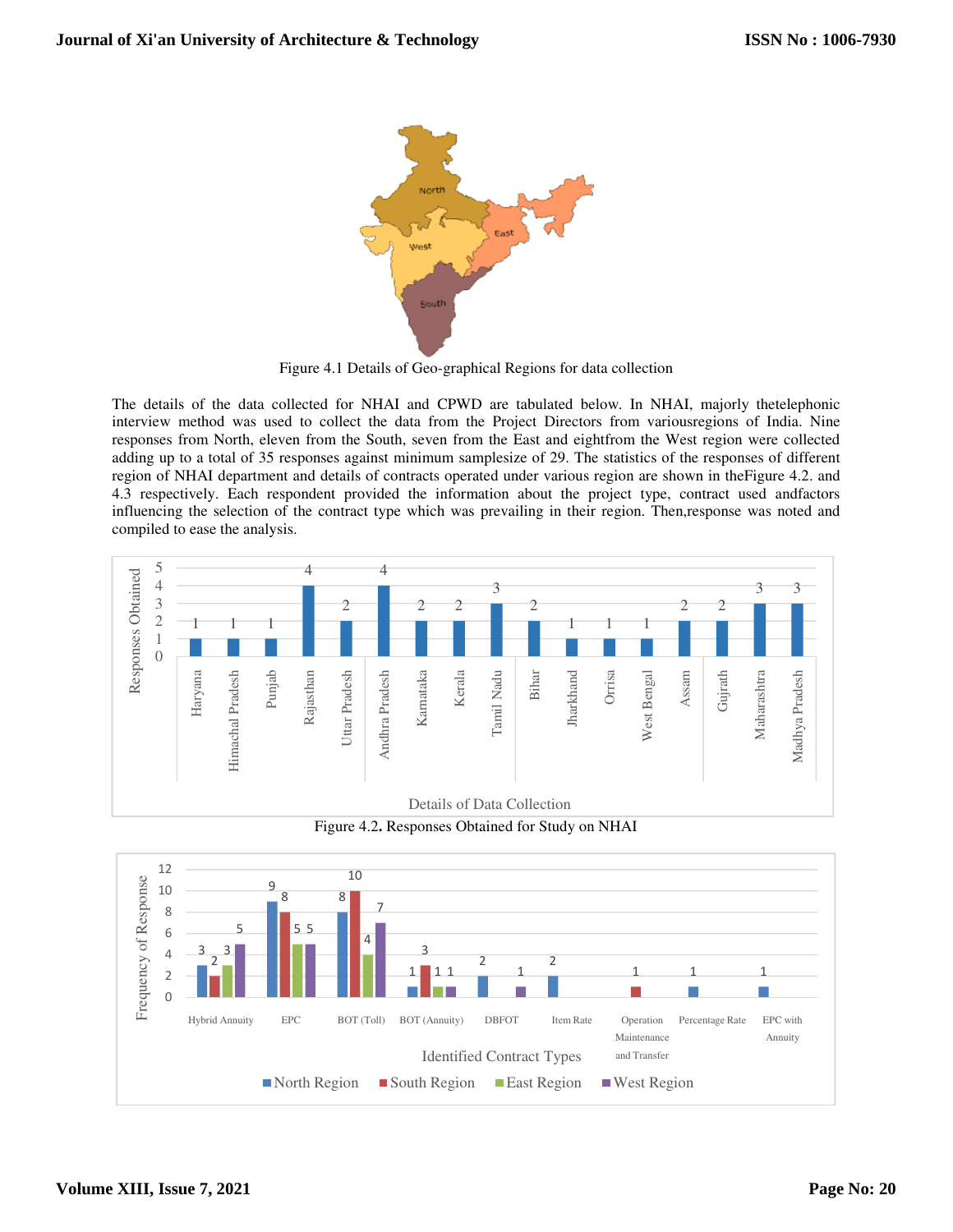Figure 4.1 Details of Geo-graphical Regions for data collection

The details of the data collected for NHAI and CPWD are tabulated below. In NHAI, majorly thetelephonic interview method was used to collect the data from the Project Directors from variousregions of India. Nine responses from North, eleven from the South, seven from the East and eightfrom the West region were collected adding up to a total of 35 responses against minimum samplesize of 29. The statistics of the responses of different region of NHAI department and details of contracts operated under various region are shown in theFigure 4.2. and 4.3 respectively. Each respondent provided the information about the project type, contract used andfactors influencing the selection of the contract type which was prevailing in their region. Then,response was noted and compiled to ease the analysis.

Figure 4.2. Responses Obtained for Study on NHAI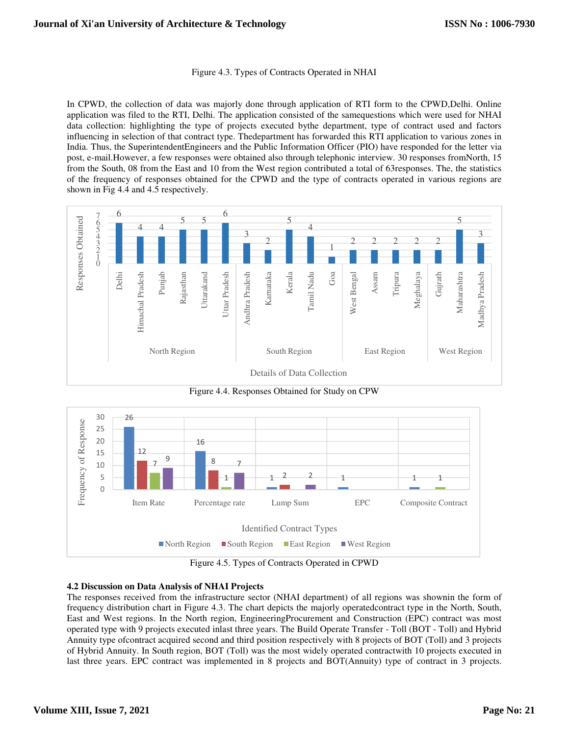Figure 4.3. Types of Contracts Operated in NHAI

In CPWD, the collection of data was majorly done through application of RTI form to the CPWD,Delhi. Online application was filed to the RTI, Delhi. The application consisted of the samequestions which were used for NHAI data collection: highlighting the type of projects executed bythe department, type of contract used and factors influencing in selection of that contract type. Thedepartment has forwarded this RTI application to various zones in India. Thus, the SuperintendentEngineers and the Public Information Officer (PIO) have responded for the letter via post, e-mail.However, a few responses were obtained also through telephonic interview. 30 responses fromNorth, 15 from the South, 08 from the East and 10 from the West region contributed a total of 63responses. The, the statistics of the frequency of responses obtained for the CPWD and the type of contracts operated in various regions are shown in Fig 4.4 and 4.5 respectively.

| Region | State | Responses Obtained |
|---|---|---|
| North Region | Delhi | 6 |
| | Himachal Pradesh | 4 |
| | Punjab | 4 |
| | Rajasthan | 5 |
| | Uttarakand | 5 |
| | Uttar Pradesh | 6 |
| South Region | Andhra Pradesh | 3 |
| | Karnataka | 2 |
| | Kerala | 5 |
| | Tamil Nadu | 4 |
| | Goa | 1 |
| East Region | West Bengal | 2 |
| | Assam | 2 |
| | Tripura | 2 |
| | Meghalaya | 2 |
| West Region | Gujrath | 2 |
| | Maharashtra | 5 |
| | Madhya Pradesh | 3 |

Figure 4.4. Responses Obtained for Study on CPW

| Identified Contract Types | North Region | South Region | East Region | West Region |
|---|---|---|---|---|
| Item Rate | 26 | 12 | 7 | 9 |
| Percentage rate | 16 | 8 | 1 | 7 |
| Lump Sum | 1 | 2 | | 2 |
| EPC | 1 | | | |
| Composite Contract | 1 | | 1 | |

Figure 4.5. Types of Contracts Operated in CPWD

### 4.2 Discussion on Data Analysis of NHAI Projects

The responses received from the infrastructure sector (NHAI department) of all regions was shownin the form of frequency distribution chart in Figure 4.3. The chart depicts the majorly operatedcontract type in the North, South, East and West regions. In the North region, EngineeringProcurement and Construction (EPC) contract was most operated type with 9 projects executed inlast three years. The Build Operate Transfer - Toll (BOT - Toll) and Hybrid Annuity type ofcontract acquired second and third position respectively with 8 projects of BOT (Toll) and 3 projects of Hybrid Annuity. In South region, BOT (Toll) was the most widely operated contractwith 10 projects executed in last three years. EPC contract was implemented in 8 projects and BOT(Annuity) type of contract in 3 projects.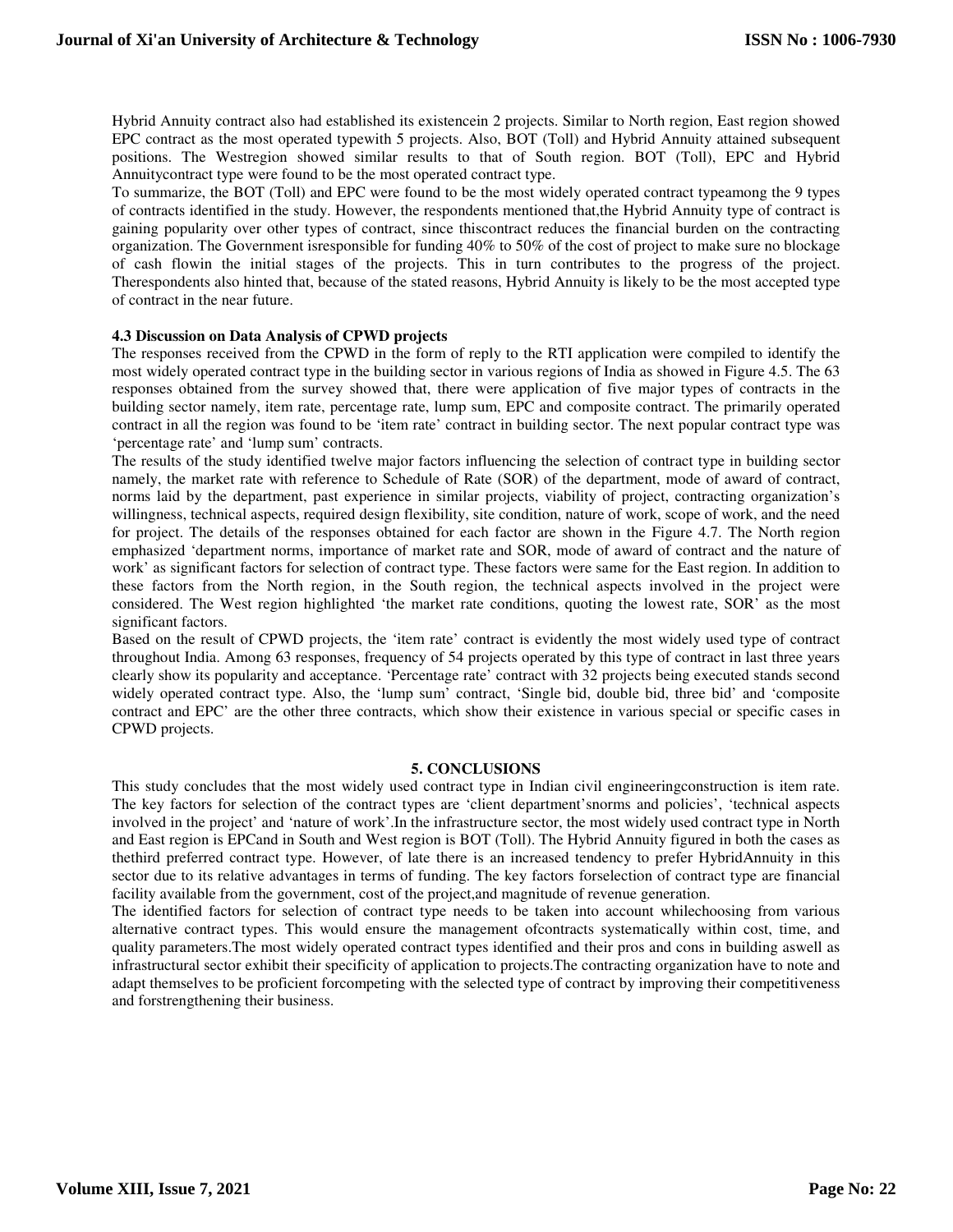Hybrid Annuity contract also had established its existencein 2 projects. Similar to North region, East region showed EPC contract as the most operated typewith 5 projects. Also, BOT (Toll) and Hybrid Annuity attained subsequent positions. The Westregion showed similar results to that of South region. BOT (Toll), EPC and Hybrid Annuitycontract type were found to be the most operated contract type.

To summarize, the BOT (Toll) and EPC were found to be the most widely operated contract typeamong the 9 types of contracts identified in the study. However, the respondents mentioned that,the Hybrid Annuity type of contract is gaining popularity over other types of contract, since thiscontract reduces the financial burden on the contracting organization. The Government isresponsible for funding 40% to 50% of the cost of project to make sure no blockage of cash flowin the initial stages of the projects. This in turn contributes to the progress of the project. Therespondents also hinted that, because of the stated reasons, Hybrid Annuity is likely to be the most accepted type of contract in the near future.

### 4.3 Discussion on Data Analysis of CPWD projects

The responses received from the CPWD in the form of reply to the RTI application were compiled to identify the most widely operated contract type in the building sector in various regions of India as showed in Figure 4.5. The 63 responses obtained from the survey showed that, there were application of five major types of contracts in the building sector namely, item rate, percentage rate, lump sum, EPC and composite contract. The primarily operated contract in all the region was found to be 'item rate' contract in building sector. The next popular contract type was 'percentage rate' and 'lump sum' contracts.

The results of the study identified twelve major factors influencing the selection of contract type in building sector namely, the market rate with reference to Schedule of Rate (SOR) of the department, mode of award of contract, norms laid by the department, past experience in similar projects, viability of project, contracting organization's willingness, technical aspects, required design flexibility, site condition, nature of work, scope of work, and the need for project. The details of the responses obtained for each factor are shown in the Figure 4.7. The North region emphasized 'department norms, importance of market rate and SOR, mode of award of contract and the nature of work' as significant factors for selection of contract type. These factors were same for the East region. In addition to these factors from the North region, in the South region, the technical aspects involved in the project were considered. The West region highlighted 'the market rate conditions, quoting the lowest rate, SOR' as the most significant factors.

Based on the result of CPWD projects, the 'item rate' contract is evidently the most widely used type of contract throughout India. Among 63 responses, frequency of 54 projects operated by this type of contract in last three years clearly show its popularity and acceptance. 'Percentage rate' contract with 32 projects being executed stands second widely operated contract type. Also, the 'lump sum' contract, 'Single bid, double bid, three bid' and 'composite contract and EPC' are the other three contracts, which show their existence in various special or specific cases in CPWD projects.

## 5. CONCLUSIONS

This study concludes that the most widely used contract type in Indian civil engineeringconstruction is item rate. The key factors for selection of the contract types are 'client department'snorms and policies', 'technical aspects involved in the project' and 'nature of work'.In the infrastructure sector, the most widely used contract type in North and East region is EPCand in South and West region is BOT (Toll). The Hybrid Annuity figured in both the cases as thethird preferred contract type. However, of late there is an increased tendency to prefer HybridAnnuity in this sector due to its relative advantages in terms of funding. The key factors forselection of contract type are financial facility available from the government, cost of the project,and magnitude of revenue generation.

The identified factors for selection of contract type needs to be taken into account whilechoosing from various alternative contract types. This would ensure the management ofcontracts systematically within cost, time, and quality parameters.The most widely operated contract types identified and their pros and cons in building aswell as infrastructural sector exhibit their specificity of application to projects.The contracting organization have to note and adapt themselves to be proficient forcompeting with the selected type of contract by improving their competitiveness and forstrengthening their business.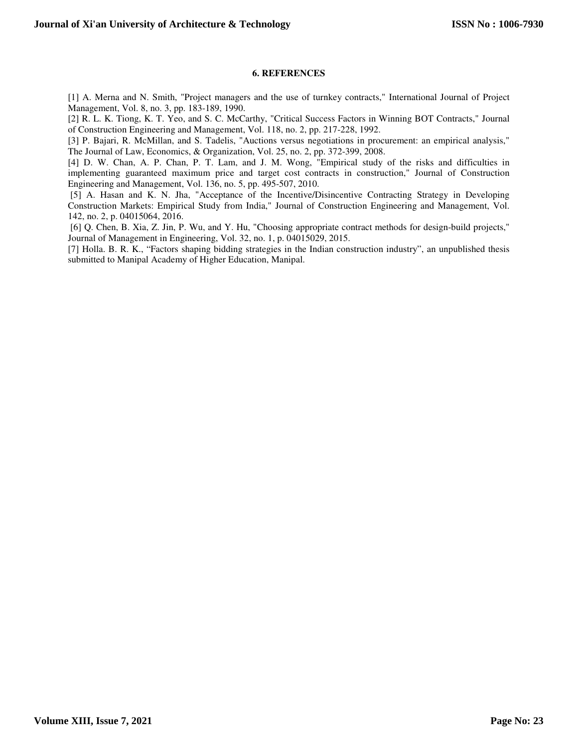## 6. REFERENCES

[1] A. Merna and N. Smith, "Project managers and the use of turnkey contracts," International Journal of Project Management, Vol. 8, no. 3, pp. 183-189, 1990.

[2] R. L. K. Tiong, K. T. Yeo, and S. C. McCarthy, "Critical Success Factors in Winning BOT Contracts," Journal of Construction Engineering and Management, Vol. 118, no. 2, pp. 217-228, 1992.

[3] P. Bajari, R. McMillan, and S. Tadelis, "Auctions versus negotiations in procurement: an empirical analysis," The Journal of Law, Economics, & Organization, Vol. 25, no. 2, pp. 372-399, 2008.

[4] D. W. Chan, A. P. Chan, P. T. Lam, and J. M. Wong, "Empirical study of the risks and difficulties in implementing guaranteed maximum price and target cost contracts in construction," Journal of Construction Engineering and Management, Vol. 136, no. 5, pp. 495-507, 2010.

[5] A. Hasan and K. N. Jha, "Acceptance of the Incentive/Disincentive Contracting Strategy in Developing Construction Markets: Empirical Study from India," Journal of Construction Engineering and Management, Vol. 142, no. 2, p. 04015064, 2016.

[6] Q. Chen, B. Xia, Z. Jin, P. Wu, and Y. Hu, "Choosing appropriate contract methods for design-build projects," Journal of Management in Engineering, Vol. 32, no. 1, p. 04015029, 2015.

[7] Holla. B. R. K., "Factors shaping bidding strategies in the Indian construction industry", an unpublished thesis submitted to Manipal Academy of Higher Education, Manipal.